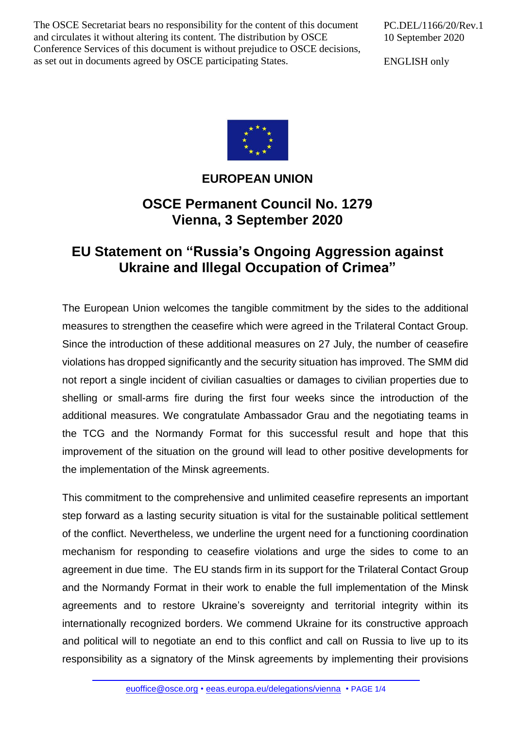The OSCE Secretariat bears no responsibility for the content of this document and circulates it without altering its content. The distribution by OSCE Conference Services of this document is without prejudice to OSCE decisions, as set out in documents agreed by OSCE participating States.

PC.DEL/1166/20/Rev.1
10 September 2020

ENGLISH only

**EUROPEAN UNION**

## OSCE Permanent Council No. 1279
## Vienna, 3 September 2020

# EU Statement on "Russia's Ongoing Aggression against Ukraine and Illegal Occupation of Crimea"

The European Union welcomes the tangible commitment by the sides to the additional measures to strengthen the ceasefire which were agreed in the Trilateral Contact Group. Since the introduction of these additional measures on 27 July, the number of ceasefire violations has dropped significantly and the security situation has improved. The SMM did not report a single incident of civilian casualties or damages to civilian properties due to shelling or small-arms fire during the first four weeks since the introduction of the additional measures. We congratulate Ambassador Grau and the negotiating teams in the TCG and the Normandy Format for this successful result and hope that this improvement of the situation on the ground will lead to other positive developments for the implementation of the Minsk agreements.

This commitment to the comprehensive and unlimited ceasefire represents an important step forward as a lasting security situation is vital for the sustainable political settlement of the conflict. Nevertheless, we underline the urgent need for a functioning coordination mechanism for responding to ceasefire violations and urge the sides to come to an agreement in due time. The EU stands firm in its support for the Trilateral Contact Group and the Normandy Format in their work to enable the full implementation of the Minsk agreements and to restore Ukraine's sovereignty and territorial integrity within its internationally recognized borders. We commend Ukraine for its constructive approach and political will to negotiate an end to this conflict and call on Russia to live up to its responsibility as a signatory of the Minsk agreements by implementing their provisions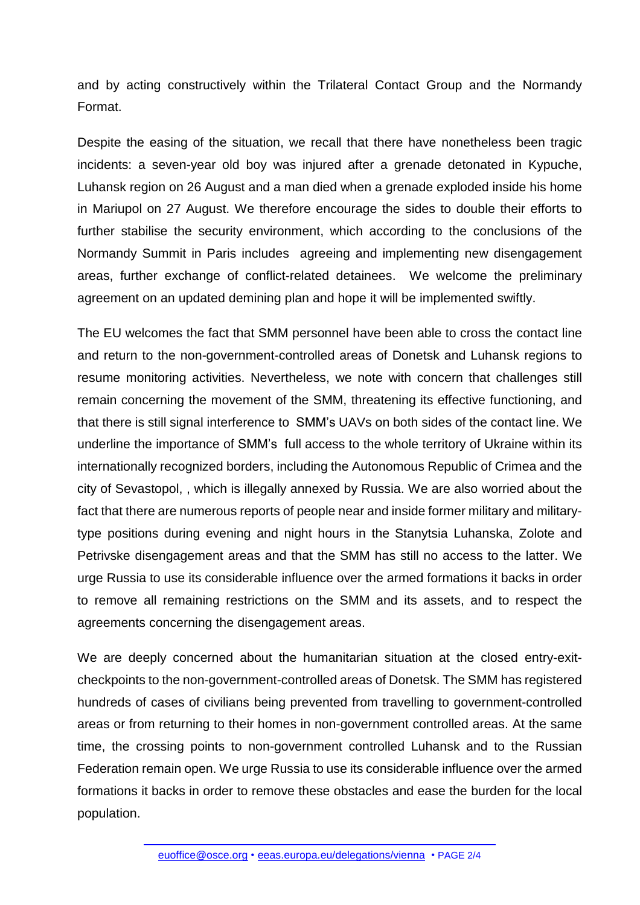and by acting constructively within the Trilateral Contact Group and the Normandy Format.

Despite the easing of the situation, we recall that there have nonetheless been tragic incidents: a seven-year old boy was injured after a grenade detonated in Kypuche, Luhansk region on 26 August and a man died when a grenade exploded inside his home in Mariupol on 27 August. We therefore encourage the sides to double their efforts to further stabilise the security environment, which according to the conclusions of the Normandy Summit in Paris includes agreeing and implementing new disengagement areas, further exchange of conflict-related detainees. We welcome the preliminary agreement on an updated demining plan and hope it will be implemented swiftly.

The EU welcomes the fact that SMM personnel have been able to cross the contact line and return to the non-government-controlled areas of Donetsk and Luhansk regions to resume monitoring activities. Nevertheless, we note with concern that challenges still remain concerning the movement of the SMM, threatening its effective functioning, and that there is still signal interference to SMM's UAVs on both sides of the contact line. We underline the importance of SMM's full access to the whole territory of Ukraine within its internationally recognized borders, including the Autonomous Republic of Crimea and the city of Sevastopol, , which is illegally annexed by Russia. We are also worried about the fact that there are numerous reports of people near and inside former military and military-type positions during evening and night hours in the Stanytsia Luhanska, Zolote and Petrivske disengagement areas and that the SMM has still no access to the latter. We urge Russia to use its considerable influence over the armed formations it backs in order to remove all remaining restrictions on the SMM and its assets, and to respect the agreements concerning the disengagement areas.

We are deeply concerned about the humanitarian situation at the closed entry-exit-checkpoints to the non-government-controlled areas of Donetsk. The SMM has registered hundreds of cases of civilians being prevented from travelling to government-controlled areas or from returning to their homes in non-government controlled areas. At the same time, the crossing points to non-government controlled Luhansk and to the Russian Federation remain open. We urge Russia to use its considerable influence over the armed formations it backs in order to remove these obstacles and ease the burden for the local population.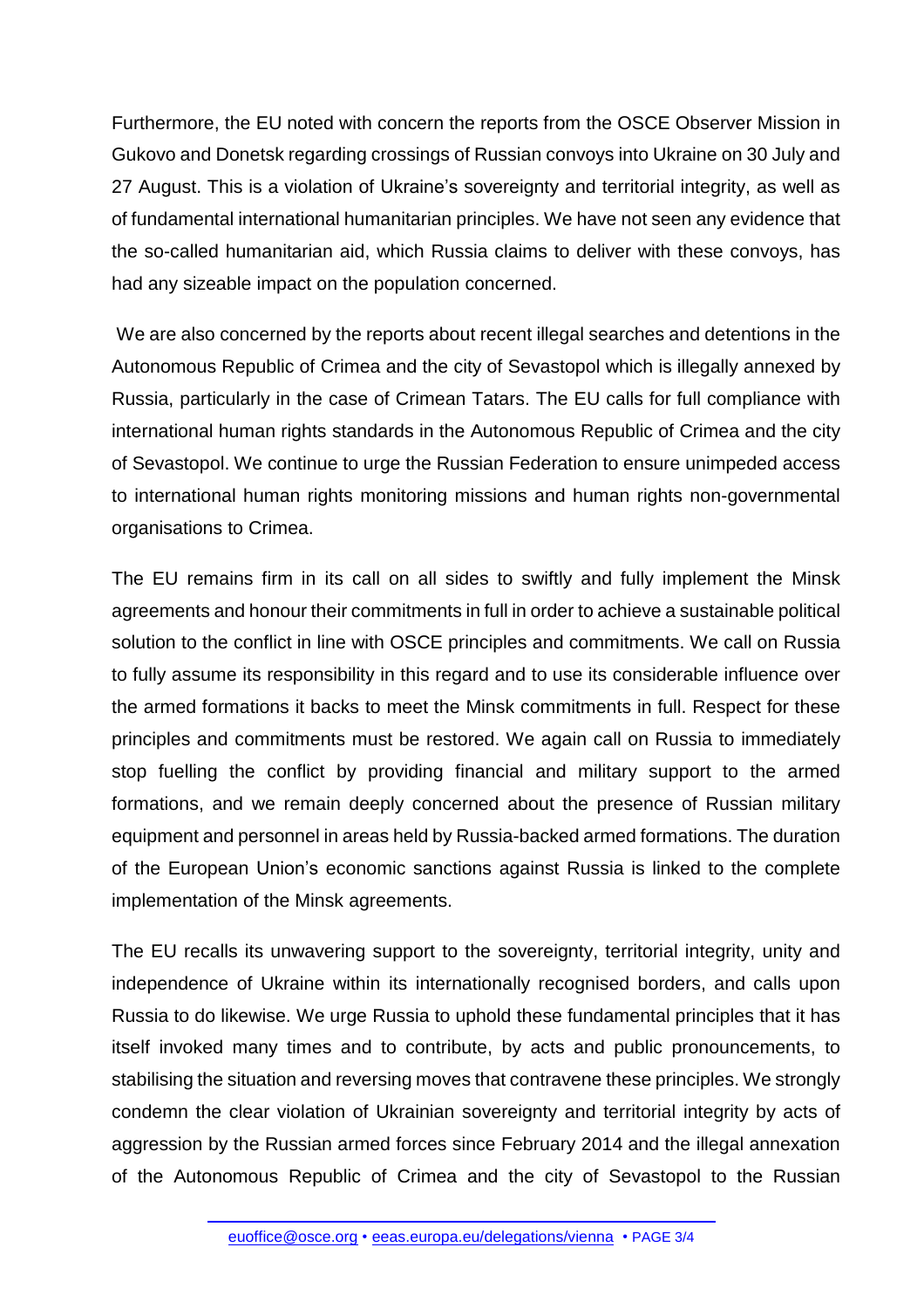Furthermore, the EU noted with concern the reports from the OSCE Observer Mission in Gukovo and Donetsk regarding crossings of Russian convoys into Ukraine on 30 July and 27 August. This is a violation of Ukraine's sovereignty and territorial integrity, as well as of fundamental international humanitarian principles. We have not seen any evidence that the so-called humanitarian aid, which Russia claims to deliver with these convoys, has had any sizeable impact on the population concerned.

We are also concerned by the reports about recent illegal searches and detentions in the Autonomous Republic of Crimea and the city of Sevastopol which is illegally annexed by Russia, particularly in the case of Crimean Tatars. The EU calls for full compliance with international human rights standards in the Autonomous Republic of Crimea and the city of Sevastopol. We continue to urge the Russian Federation to ensure unimpeded access to international human rights monitoring missions and human rights non-governmental organisations to Crimea.

The EU remains firm in its call on all sides to swiftly and fully implement the Minsk agreements and honour their commitments in full in order to achieve a sustainable political solution to the conflict in line with OSCE principles and commitments. We call on Russia to fully assume its responsibility in this regard and to use its considerable influence over the armed formations it backs to meet the Minsk commitments in full. Respect for these principles and commitments must be restored. We again call on Russia to immediately stop fuelling the conflict by providing financial and military support to the armed formations, and we remain deeply concerned about the presence of Russian military equipment and personnel in areas held by Russia-backed armed formations. The duration of the European Union's economic sanctions against Russia is linked to the complete implementation of the Minsk agreements.

The EU recalls its unwavering support to the sovereignty, territorial integrity, unity and independence of Ukraine within its internationally recognised borders, and calls upon Russia to do likewise. We urge Russia to uphold these fundamental principles that it has itself invoked many times and to contribute, by acts and public pronouncements, to stabilising the situation and reversing moves that contravene these principles. We strongly condemn the clear violation of Ukrainian sovereignty and territorial integrity by acts of aggression by the Russian armed forces since February 2014 and the illegal annexation of the Autonomous Republic of Crimea and the city of Sevastopol to the Russian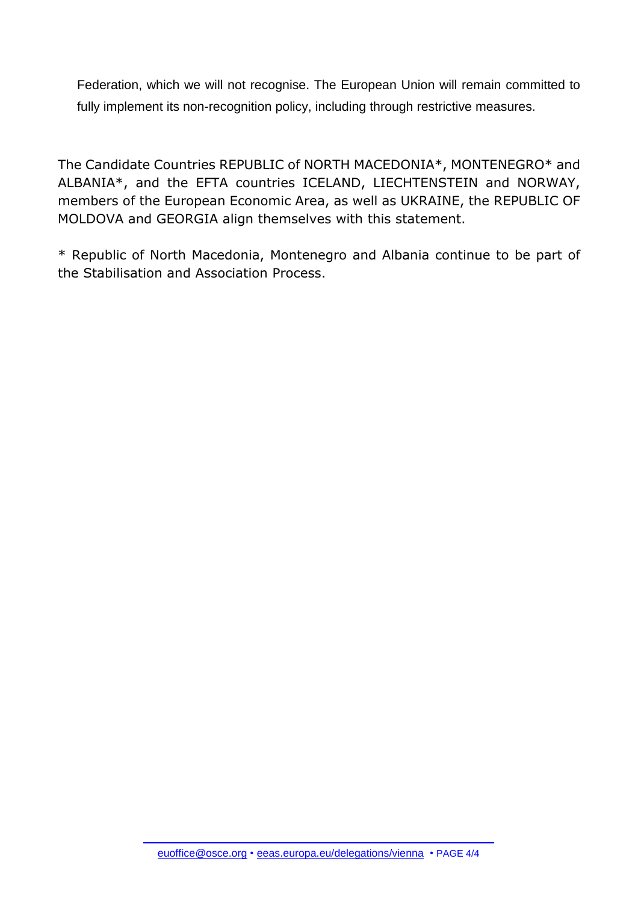Federation, which we will not recognise. The European Union will remain committed to fully implement its non-recognition policy, including through restrictive measures.

The Candidate Countries REPUBLIC of NORTH MACEDONIA*, MONTENEGRO* and ALBANIA*, and the EFTA countries ICELAND, LIECHTENSTEIN and NORWAY, members of the European Economic Area, as well as UKRAINE, the REPUBLIC OF MOLDOVA and GEORGIA align themselves with this statement.

* Republic of North Macedonia, Montenegro and Albania continue to be part of the Stabilisation and Association Process.